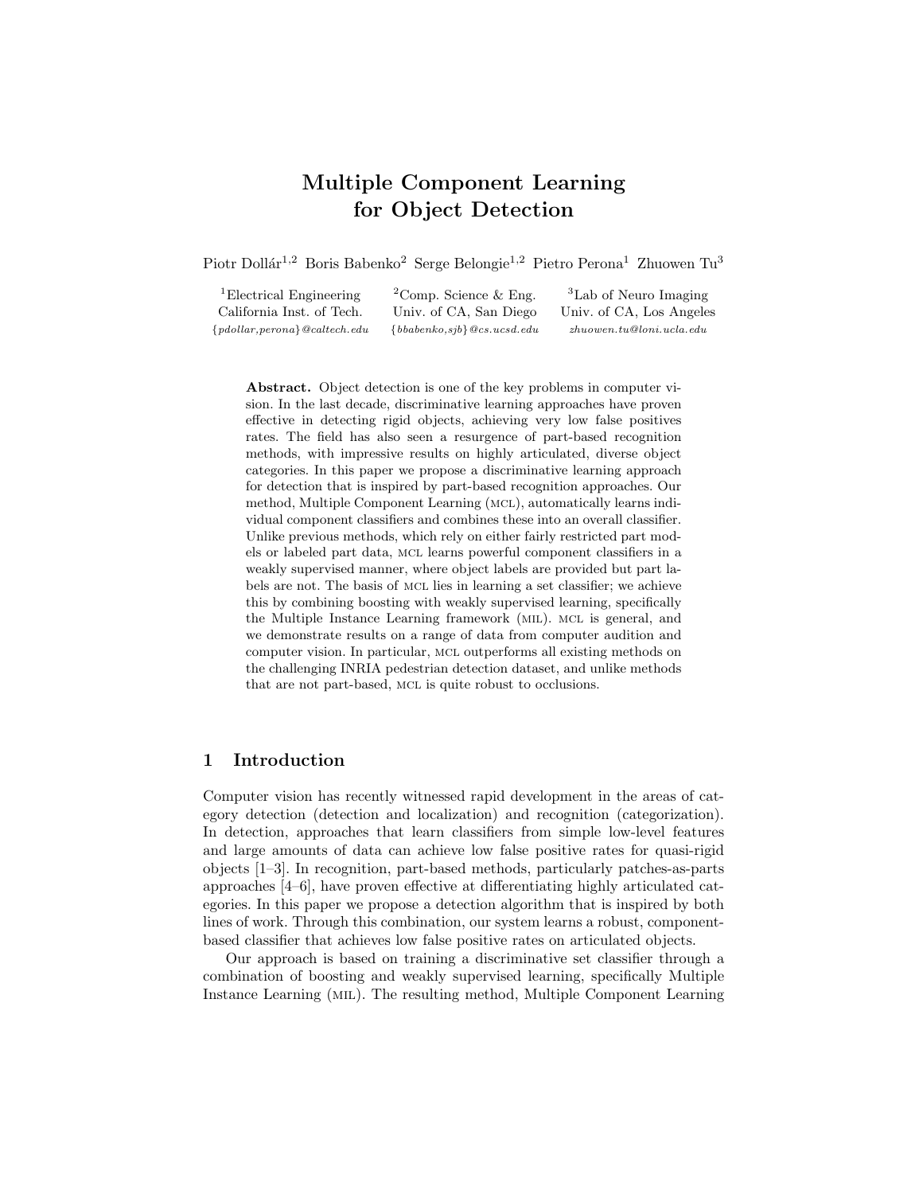# Multiple Component Learning for Object Detection

Piotr Dollár[1,2] Boris Babenko[2] Serge Belongie[1,2] Pietro Perona[1] Zhuowen Tu[3]

[1]Electrical Engineering
California Inst. of Tech.
{pdollar,perona}@caltech.edu

[2]Comp. Science & Eng.
Univ. of CA, San Diego
{bbabenko,sjb}@cs.ucsd.edu

[3]Lab of Neuro Imaging
Univ. of CA, Los Angeles
zhuowen.tu@loni.ucla.edu

**Abstract.** Object detection is one of the key problems in computer vision. In the last decade, discriminative learning approaches have proven effective in detecting rigid objects, achieving very low false positives rates. The field has also seen a resurgence of part-based recognition methods, with impressive results on highly articulated, diverse object categories. In this paper we propose a discriminative learning approach for detection that is inspired by part-based recognition approaches. Our method, Multiple Component Learning (MCL), automatically learns individual component classifiers and combines these into an overall classifier. Unlike previous methods, which rely on either fairly restricted part models or labeled part data, MCL learns powerful component classifiers in a weakly supervised manner, where object labels are provided but part labels are not. The basis of MCL lies in learning a set classifier; we achieve this by combining boosting with weakly supervised learning, specifically the Multiple Instance Learning framework (MIL). MCL is general, and we demonstrate results on a range of data from computer audition and computer vision. In particular, MCL outperforms all existing methods on the challenging INRIA pedestrian detection dataset, and unlike methods that are not part-based, MCL is quite robust to occlusions.

## 1 Introduction

Computer vision has recently witnessed rapid development in the areas of category detection (detection and localization) and recognition (categorization). In detection, approaches that learn classifiers from simple low-level features and large amounts of data can achieve low false positive rates for quasi-rigid objects [1–3]. In recognition, part-based methods, particularly patches-as-parts approaches [4–6], have proven effective at differentiating highly articulated categories. In this paper we propose a detection algorithm that is inspired by both lines of work. Through this combination, our system learns a robust, component-based classifier that achieves low false positive rates on articulated objects.

Our approach is based on training a discriminative set classifier through a combination of boosting and weakly supervised learning, specifically Multiple Instance Learning (MIL). The resulting method, Multiple Component Learning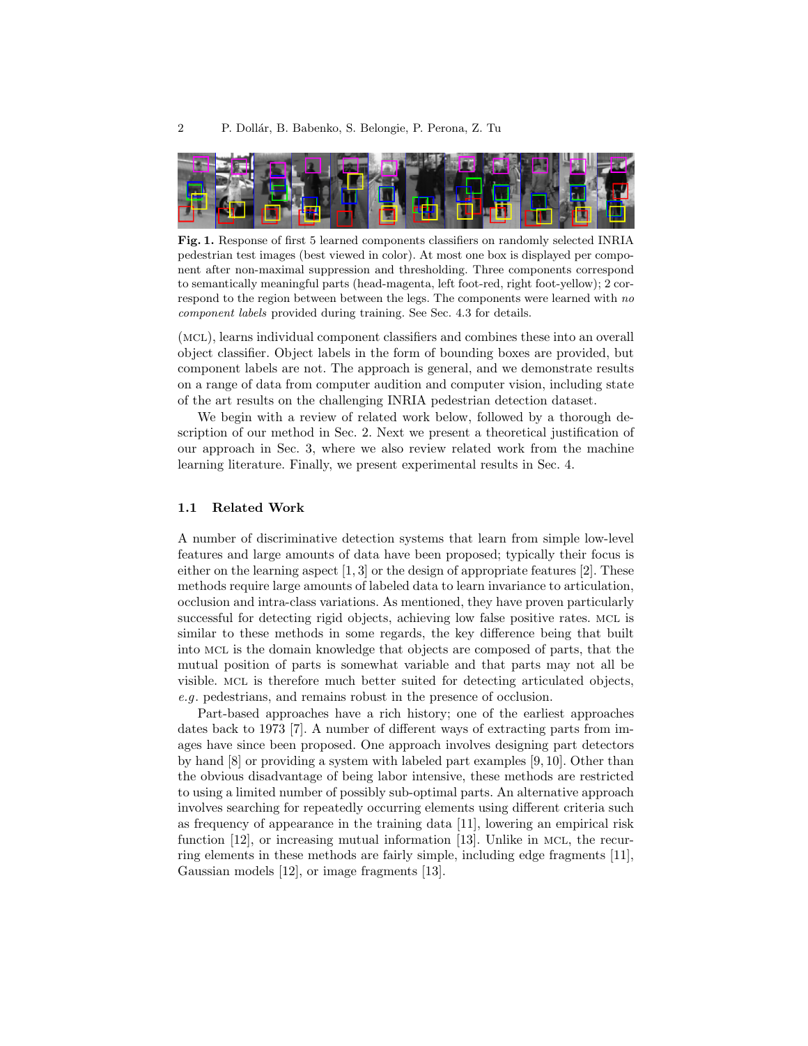**Fig. 1.** Response of first 5 learned components classifiers on randomly selected INRIA pedestrian test images (best viewed in color). At most one box is displayed per component after non-maximal suppression and thresholding. Three components correspond to semantically meaningful parts (head-magenta, left foot-red, right foot-yellow); 2 correspond to the region between between the legs. The components were learned with *no component labels* provided during training. See Sec. 4.3 for details.

(MCL), learns individual component classifiers and combines these into an overall object classifier. Object labels in the form of bounding boxes are provided, but component labels are not. The approach is general, and we demonstrate results on a range of data from computer audition and computer vision, including state of the art results on the challenging INRIA pedestrian detection dataset.

We begin with a review of related work below, followed by a thorough description of our method in Sec. 2. Next we present a theoretical justification of our approach in Sec. 3, where we also review related work from the machine learning literature. Finally, we present experimental results in Sec. 4.

### 1.1 Related Work

A number of discriminative detection systems that learn from simple low-level features and large amounts of data have been proposed; typically their focus is either on the learning aspect [1, 3] or the design of appropriate features [2]. These methods require large amounts of labeled data to learn invariance to articulation, occlusion and intra-class variations. As mentioned, they have proven particularly successful for detecting rigid objects, achieving low false positive rates. MCL is similar to these methods in some regards, the key difference being that built into MCL is the domain knowledge that objects are composed of parts, that the mutual position of parts is somewhat variable and that parts may not all be visible. MCL is therefore much better suited for detecting articulated objects, *e.g.* pedestrians, and remains robust in the presence of occlusion.

Part-based approaches have a rich history; one of the earliest approaches dates back to 1973 [7]. A number of different ways of extracting parts from images have since been proposed. One approach involves designing part detectors by hand [8] or providing a system with labeled part examples [9, 10]. Other than the obvious disadvantage of being labor intensive, these methods are restricted to using a limited number of possibly sub-optimal parts. An alternative approach involves searching for repeatedly occurring elements using different criteria such as frequency of appearance in the training data [11], lowering an empirical risk function [12], or increasing mutual information [13]. Unlike in MCL, the recurring elements in these methods are fairly simple, including edge fragments [11], Gaussian models [12], or image fragments [13].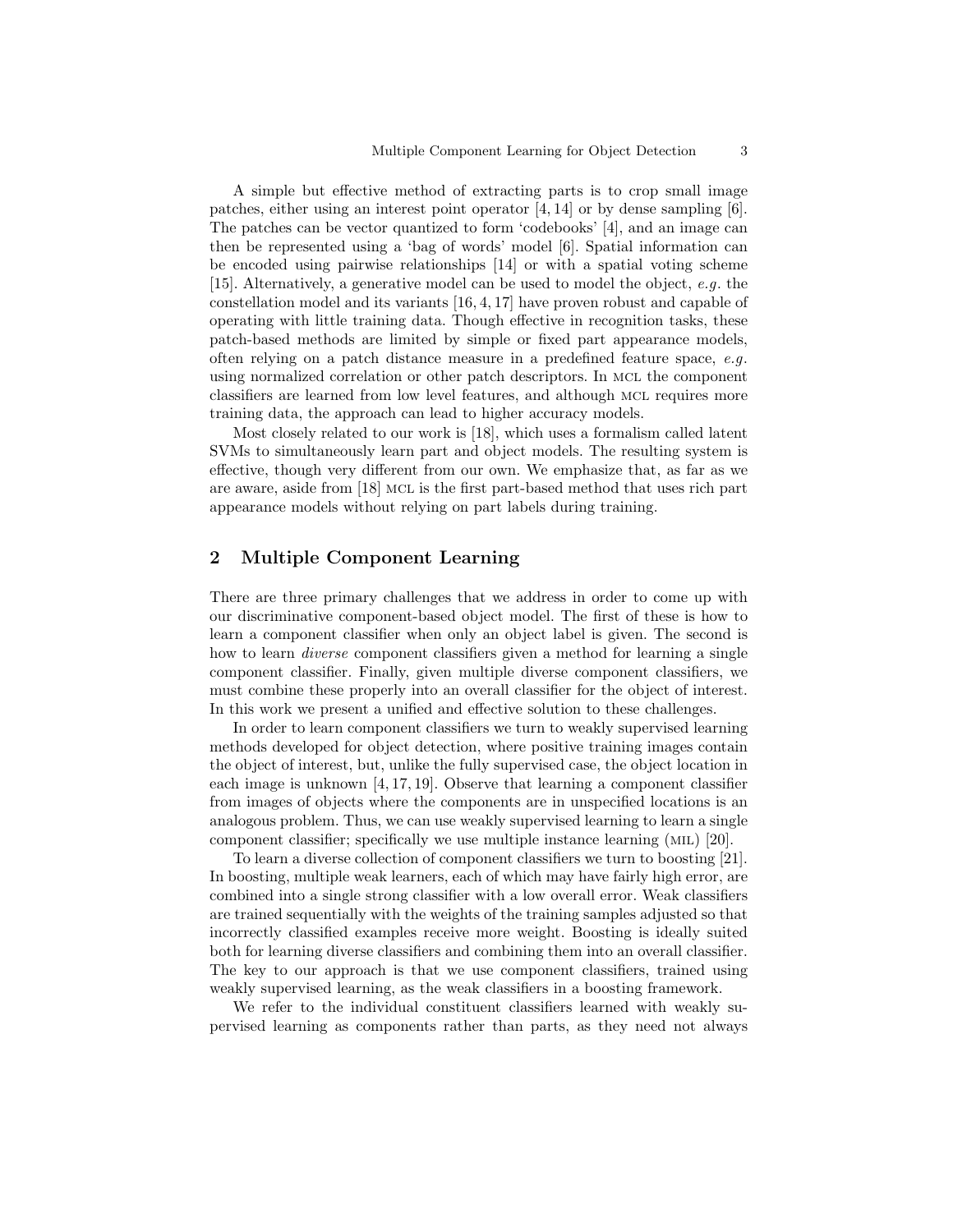A simple but effective method of extracting parts is to crop small image patches, either using an interest point operator [4, 14] or by dense sampling [6]. The patches can be vector quantized to form 'codebooks' [4], and an image can then be represented using a 'bag of words' model [6]. Spatial information can be encoded using pairwise relationships [14] or with a spatial voting scheme [15]. Alternatively, a generative model can be used to model the object, *e.g.* the constellation model and its variants [16, 4, 17] have proven robust and capable of operating with little training data. Though effective in recognition tasks, these patch-based methods are limited by simple or fixed part appearance models, often relying on a patch distance measure in a predefined feature space, *e.g.* using normalized correlation or other patch descriptors. In MCL the component classifiers are learned from low level features, and although MCL requires more training data, the approach can lead to higher accuracy models.

Most closely related to our work is [18], which uses a formalism called latent SVMs to simultaneously learn part and object models. The resulting system is effective, though very different from our own. We emphasize that, as far as we are aware, aside from [18] MCL is the first part-based method that uses rich part appearance models without relying on part labels during training.

## 2 Multiple Component Learning

There are three primary challenges that we address in order to come up with our discriminative component-based object model. The first of these is how to learn a component classifier when only an object label is given. The second is how to learn *diverse* component classifiers given a method for learning a single component classifier. Finally, given multiple diverse component classifiers, we must combine these properly into an overall classifier for the object of interest. In this work we present a unified and effective solution to these challenges.

In order to learn component classifiers we turn to weakly supervised learning methods developed for object detection, where positive training images contain the object of interest, but, unlike the fully supervised case, the object location in each image is unknown [4, 17, 19]. Observe that learning a component classifier from images of objects where the components are in unspecified locations is an analogous problem. Thus, we can use weakly supervised learning to learn a single component classifier; specifically we use multiple instance learning (MIL) [20].

To learn a diverse collection of component classifiers we turn to boosting [21]. In boosting, multiple weak learners, each of which may have fairly high error, are combined into a single strong classifier with a low overall error. Weak classifiers are trained sequentially with the weights of the training samples adjusted so that incorrectly classified examples receive more weight. Boosting is ideally suited both for learning diverse classifiers and combining them into an overall classifier. The key to our approach is that we use component classifiers, trained using weakly supervised learning, as the weak classifiers in a boosting framework.

We refer to the individual constituent classifiers learned with weakly supervised learning as components rather than parts, as they need not always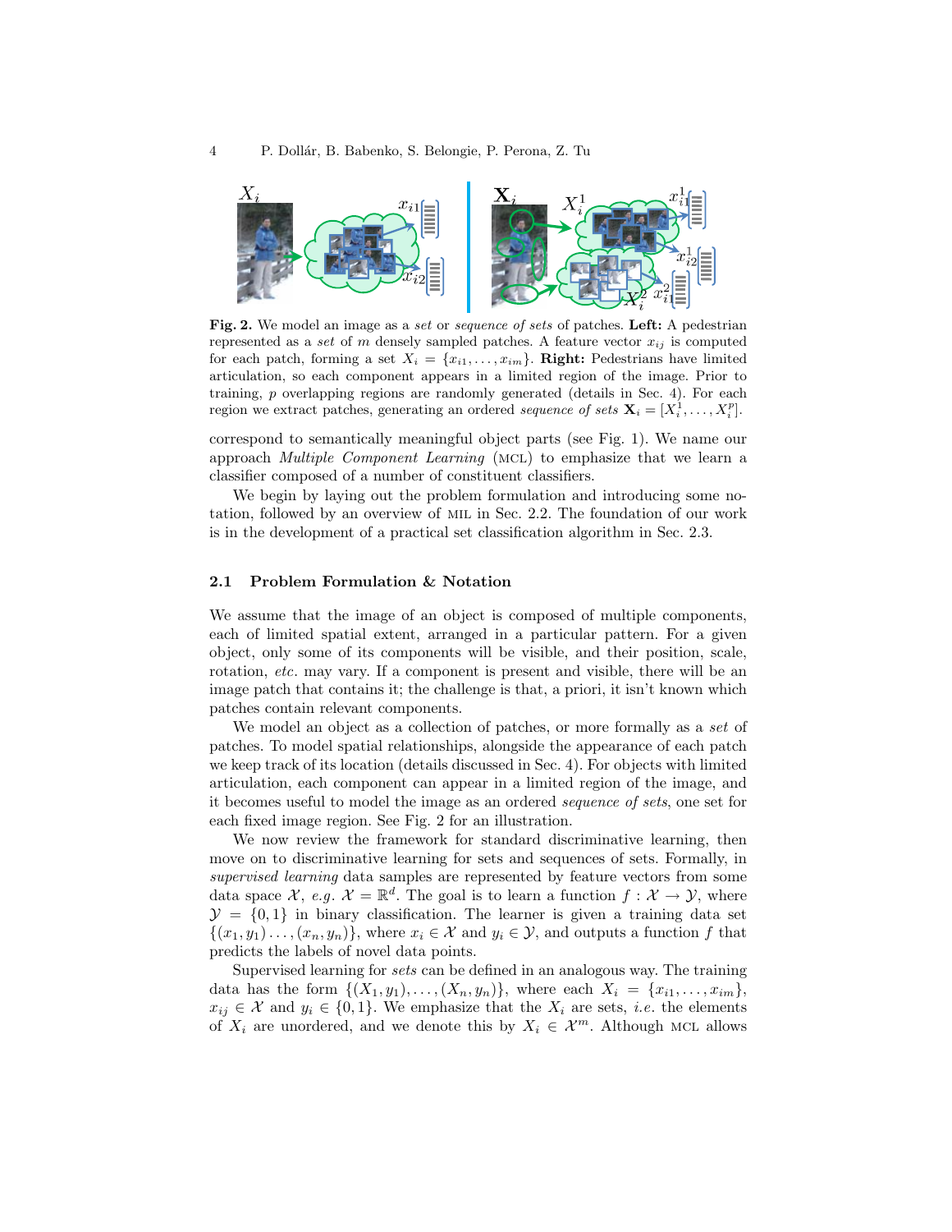**Fig. 2.** We model an image as a *set* or *sequence of sets* of patches. **Left:** A pedestrian represented as a *set* of $m$ densely sampled patches. A feature vector $x_{ij}$ is computed for each patch, forming a set $X_i = \{x_{i1}, \ldots, x_{im}\}$. **Right:** Pedestrians have limited articulation, so each component appears in a limited region of the image. Prior to training, $p$ overlapping regions are randomly generated (details in Sec. 4). For each region we extract patches, generating an ordered *sequence of sets* $\mathbf{X}_i = [X_i^1, \ldots, X_i^p]$.

correspond to semantically meaningful object parts (see Fig. 1). We name our approach *Multiple Component Learning* (MCL) to emphasize that we learn a classifier composed of a number of constituent classifiers.

We begin by laying out the problem formulation and introducing some notation, followed by an overview of MIL in Sec. 2.2. The foundation of our work is in the development of a practical set classification algorithm in Sec. 2.3.

### 2.1 Problem Formulation & Notation

We assume that the image of an object is composed of multiple components, each of limited spatial extent, arranged in a particular pattern. For a given object, only some of its components will be visible, and their position, scale, rotation, *etc.* may vary. If a component is present and visible, there will be an image patch that contains it; the challenge is that, a priori, it isn't known which patches contain relevant components.

We model an object as a collection of patches, or more formally as a *set* of patches. To model spatial relationships, alongside the appearance of each patch we keep track of its location (details discussed in Sec. 4). For objects with limited articulation, each component can appear in a limited region of the image, and it becomes useful to model the image as an ordered *sequence of sets*, one set for each fixed image region. See Fig. 2 for an illustration.

We now review the framework for standard discriminative learning, then move on to discriminative learning for sets and sequences of sets. Formally, in *supervised learning* data samples are represented by feature vectors from some data space $\mathcal{X}$, *e.g.* $\mathcal{X} = \mathbb{R}^d$. The goal is to learn a function $f : \mathcal{X} \rightarrow \mathcal{Y}$, where $\mathcal{Y} = \{0, 1\}$ in binary classification. The learner is given a training data set $\{(x_1, y_1) \ldots, (x_n, y_n)\}$, where $x_i \in \mathcal{X}$ and $y_i \in \mathcal{Y}$, and outputs a function $f$ that predicts the labels of novel data points.

Supervised learning for *sets* can be defined in an analogous way. The training data has the form $\{(X_1, y_1), \ldots, (X_n, y_n)\}$, where each $X_i = \{x_{i1}, \ldots, x_{im}\}$, $x_{ij} \in \mathcal{X}$ and $y_i \in \{0, 1\}$. We emphasize that the $X_i$ are sets, *i.e.* the elements of $X_i$ are unordered, and we denote this by $X_i \in \mathcal{X}^m$. Although MCL allows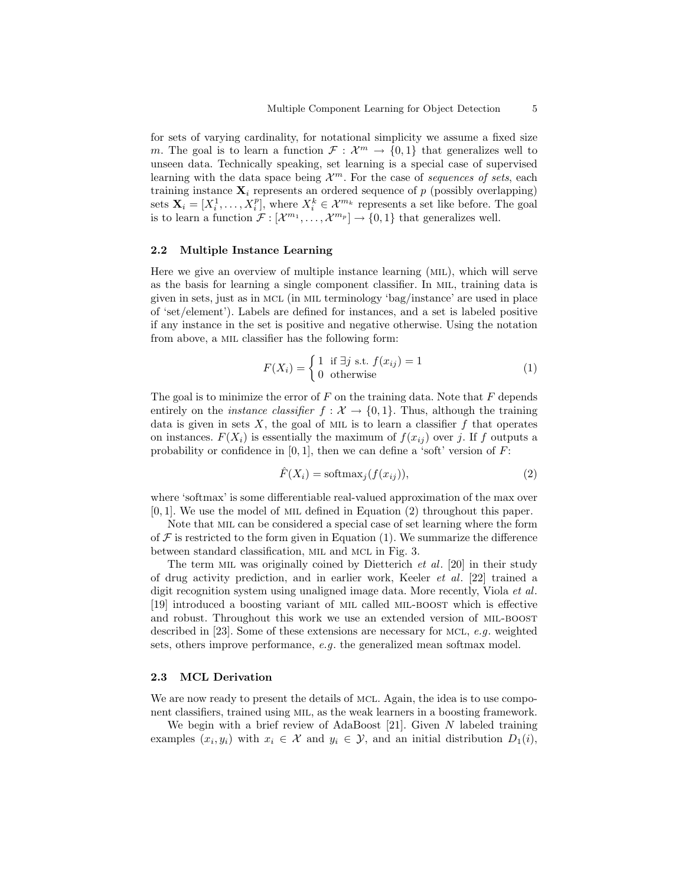for sets of varying cardinality, for notational simplicity we assume a fixed size $m$. The goal is to learn a function $\mathcal{F} : \mathcal{X}^m \to \{0, 1\}$ that generalizes well to unseen data. Technically speaking, set learning is a special case of supervised learning with the data space being $\mathcal{X}^m$. For the case of *sequences of sets*, each training instance $\mathbf{X}_i$ represents an ordered sequence of $p$ (possibly overlapping) sets $\mathbf{X}_i = [X_i^1, \ldots, X_i^p]$, where $X_i^k \in \mathcal{X}^{m_k}$ represents a set like before. The goal is to learn a function $\mathcal{F} : [\mathcal{X}^{m_1}, \ldots, \mathcal{X}^{m_p}] \to \{0, 1\}$ that generalizes well.

### 2.2 Multiple Instance Learning

Here we give an overview of multiple instance learning (MIL), which will serve as the basis for learning a single component classifier. In MIL, training data is given in sets, just as in MCL (in MIL terminology 'bag/instance' are used in place of 'set/element'). Labels are defined for instances, and a set is labeled positive if any instance in the set is positive and negative otherwise. Using the notation from above, a MIL classifier has the following form:

$$F(X_i) = \begin{cases} 1 & \text{if } \exists j \text{ s.t. } f(x_{ij}) = 1 \\ 0 & \text{otherwise} \end{cases} \tag{1}$$

The goal is to minimize the error of $F$ on the training data. Note that $F$ depends entirely on the *instance classifier* $f : \mathcal{X} \to \{0, 1\}$. Thus, although the training data is given in sets $X$, the goal of MIL is to learn a classifier $f$ that operates on instances. $F(X_i)$ is essentially the maximum of $f(x_{ij})$ over $j$. If $f$ outputs a probability or confidence in $[0, 1]$, then we can define a 'soft' version of $F$:

$$\hat{F}(X_i) = \text{softmax}_j(f(x_{ij})), \tag{2}$$

where 'softmax' is some differentiable real-valued approximation of the max over $[0, 1]$. We use the model of MIL defined in Equation (2) throughout this paper.

Note that MIL can be considered a special case of set learning where the form of $\mathcal{F}$ is restricted to the form given in Equation (1). We summarize the difference between standard classification, MIL and MCL in Fig. 3.

The term MIL was originally coined by Dietterich *et al.* [20] in their study of drug activity prediction, and in earlier work, Keeler *et al.* [22] trained a digit recognition system using unaligned image data. More recently, Viola *et al.* [19] introduced a boosting variant of MIL called MIL-BOOST which is effective and robust. Throughout this work we use an extended version of MIL-BOOST described in [23]. Some of these extensions are necessary for MCL, *e.g.* weighted sets, others improve performance, *e.g.* the generalized mean softmax model.

### 2.3 MCL Derivation

We are now ready to present the details of MCL. Again, the idea is to use component classifiers, trained using MIL, as the weak learners in a boosting framework.

We begin with a brief review of AdaBoost [21]. Given $N$ labeled training examples $(x_i, y_i)$ with $x_i \in \mathcal{X}$ and $y_i \in \mathcal{Y}$, and an initial distribution $D_1(i)$,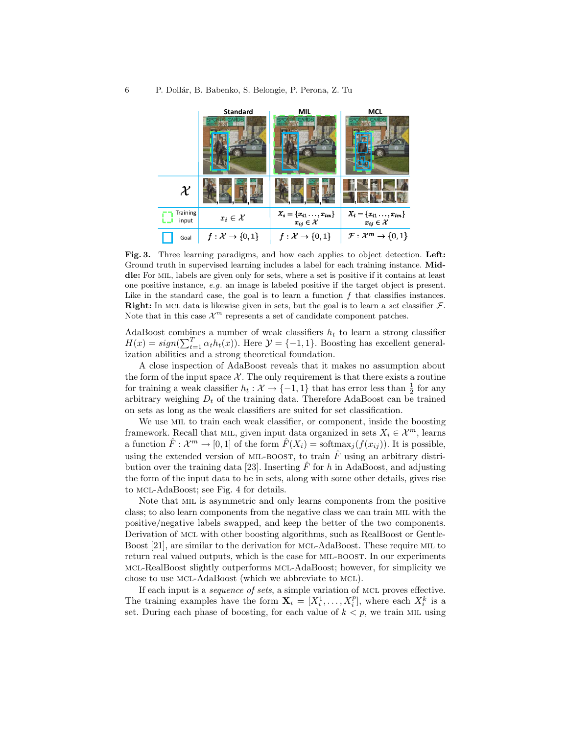| | Standard | MIL | MCL |
|---|---|---|---|
| $\mathcal{X}$ | | | |
| Training input | $x_i \in \mathcal{X}$ | $X_i = \{x_{i1} \ldots, x_{im}\}$ $x_{ij} \in \mathcal{X}$ | $X_i = \{x_{i1} \ldots, x_{im}\}$ $x_{ij} \in \mathcal{X}$ |
| Goal | $f : \mathcal{X} \rightarrow \{0, 1\}$ | $f : \mathcal{X} \rightarrow \{0, 1\}$ | $\mathcal{F} : \mathcal{X}^m \rightarrow \{0, 1\}$ |

**Fig. 3.** Three learning paradigms, and how each applies to object detection. **Left:** Ground truth in supervised learning includes a label for each training instance. **Middle:** For MIL, labels are given only for sets, where a set is positive if it contains at least one positive instance, *e.g.* an image is labeled positive if the target object is present. Like in the standard case, the goal is to learn a function $f$ that classifies instances. **Right:** In MCL data is likewise given in sets, but the goal is to learn a *set* classifier $\mathcal{F}$. Note that in this case $\mathcal{X}^m$ represents a set of candidate component patches.

AdaBoost combines a number of weak classifiers $h_t$ to learn a strong classifier $H(x) = sign(\sum_{t=1}^{T} \alpha_t h_t(x))$. Here $\mathcal{Y} = \{-1, 1\}$. Boosting has excellent generalization abilities and a strong theoretical foundation.

A close inspection of AdaBoost reveals that it makes no assumption about the form of the input space $\mathcal{X}$. The only requirement is that there exists a routine for training a weak classifier $h_t : \mathcal{X} \rightarrow \{-1, 1\}$ that has error less than $\frac{1}{2}$ for any arbitrary weighing $D_t$ of the training data. Therefore AdaBoost can be trained on sets as long as the weak classifiers are suited for set classification.

We use MIL to train each weak classifier, or component, inside the boosting framework. Recall that MIL, given input data organized in sets $X_i \in \mathcal{X}^m$, learns a function $\hat{F} : \mathcal{X}^m \rightarrow [0, 1]$ of the form $\hat{F}(X_i) = \text{softmax}_j(f(x_{ij}))$. It is possible, using the extended version of MIL-BOOST, to train $\hat{F}$ using an arbitrary distribution over the training data [23]. Inserting $\hat{F}$ for $h$ in AdaBoost, and adjusting the form of the input data to be in sets, along with some other details, gives rise to MCL-AdaBoost; see Fig. 4 for details.

Note that MIL is asymmetric and only learns components from the positive class; to also learn components from the negative class we can train MIL with the positive/negative labels swapped, and keep the better of the two components. Derivation of MCL with other boosting algorithms, such as RealBoost or GentleBoost [21], are similar to the derivation for MCL-AdaBoost. These require MIL to return real valued outputs, which is the case for MIL-BOOST. In our experiments MCL-RealBoost slightly outperforms MCL-AdaBoost; however, for simplicity we chose to use MCL-AdaBoost (which we abbreviate to MCL).

If each input is a *sequence of sets*, a simple variation of MCL proves effective. The training examples have the form $\mathbf{X}_i = [X_i^1, \ldots, X_i^p]$, where each $X_i^k$ is a set. During each phase of boosting, for each value of $k < p$, we train MIL using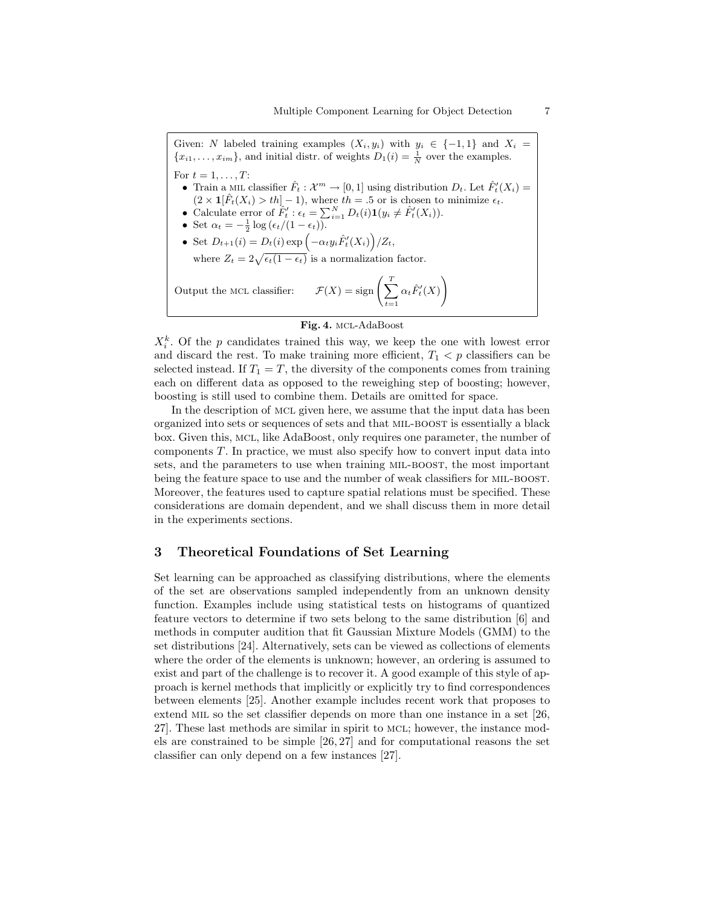Given: $N$ labeled training examples $(X_i, y_i)$ with $y_i \in \{-1, 1\}$ and $X_i = \{x_{i1}, \ldots, x_{im}\}$, and initial distr. of weights $D_1(i) = \frac{1}{N}$ over the examples.

For $t = 1, \ldots, T$:

- Train a MIL classifier $\hat{F}_t : \mathcal{X}^m \to [0, 1]$ using distribution $D_t$. Let $\hat{F}'_t(X_i) = (2 \times \mathbf{1}[\hat{F}_t(X_i) > th] - 1)$, where $th = .5$ or is chosen to minimize $\epsilon_t$.
- Calculate error of $\hat{F}'_t$ : $\epsilon_t = \sum_{i=1}^{N} D_t(i)\mathbf{1}(y_i \neq \hat{F}'_t(X_i))$.
- Set $\alpha_t = -\frac{1}{2}\log(\epsilon_t/(1 - \epsilon_t))$.
- Set $D_{t+1}(i) = D_t(i)\exp\left(-\alpha_t y_i \hat{F}'_t(X_i)\right)/Z_t$, where $Z_t = 2\sqrt{\epsilon_t(1 - \epsilon_t)}$ is a normalization factor.

Output the MCL classifier: $\mathcal{F}(X) = \text{sign}\left(\sum_{t=1}^{T} \alpha_t \hat{F}'_t(X)\right)$

**Fig. 4.** MCL-AdaBoost

$X_i^k$. Of the $p$ candidates trained this way, we keep the one with lowest error and discard the rest. To make training more efficient, $T_1 < p$ classifiers can be selected instead. If $T_1 = T$, the diversity of the components comes from training each on different data as opposed to the reweighing step of boosting; however, boosting is still used to combine them. Details are omitted for space.

In the description of MCL given here, we assume that the input data has been organized into sets or sequences of sets and that MIL-BOOST is essentially a black box. Given this, MCL, like AdaBoost, only requires one parameter, the number of components $T$. In practice, we must also specify how to convert input data into sets, and the parameters to use when training MIL-BOOST, the most important being the feature space to use and the number of weak classifiers for MIL-BOOST. Moreover, the features used to capture spatial relations must be specified. These considerations are domain dependent, and we shall discuss them in more detail in the experiments sections.

## 3 Theoretical Foundations of Set Learning

Set learning can be approached as classifying distributions, where the elements of the set are observations sampled independently from an unknown density function. Examples include using statistical tests on histograms of quantized feature vectors to determine if two sets belong to the same distribution [6] and methods in computer audition that fit Gaussian Mixture Models (GMM) to the set distributions [24]. Alternatively, sets can be viewed as collections of elements where the order of the elements is unknown; however, an ordering is assumed to exist and part of the challenge is to recover it. A good example of this style of approach is kernel methods that implicitly or explicitly try to find correspondences between elements [25]. Another example includes recent work that proposes to extend MIL so the set classifier depends on more than one instance in a set [26, 27]. These last methods are similar in spirit to MCL; however, the instance models are constrained to be simple [26, 27] and for computational reasons the set classifier can only depend on a few instances [27].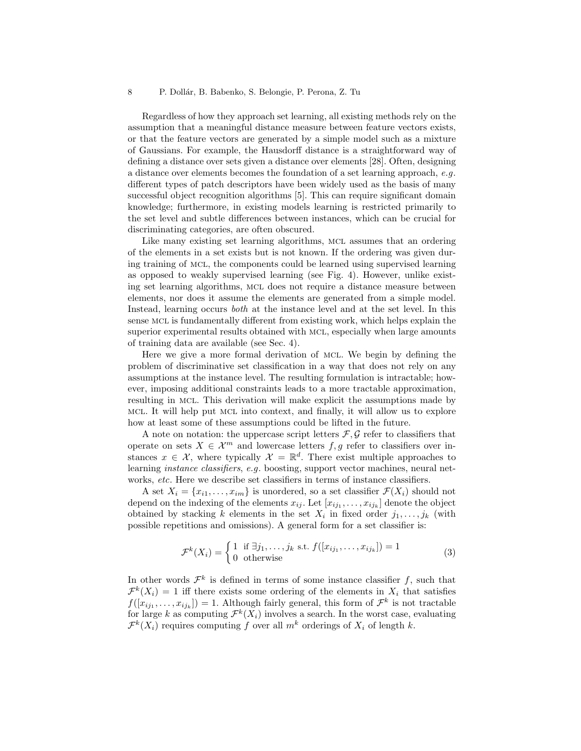Regardless of how they approach set learning, all existing methods rely on the assumption that a meaningful distance measure between feature vectors exists, or that the feature vectors are generated by a simple model such as a mixture of Gaussians. For example, the Hausdorff distance is a straightforward way of defining a distance over sets given a distance over elements [28]. Often, designing a distance over elements becomes the foundation of a set learning approach, *e.g.* different types of patch descriptors have been widely used as the basis of many successful object recognition algorithms [5]. This can require significant domain knowledge; furthermore, in existing models learning is restricted primarily to the set level and subtle differences between instances, which can be crucial for discriminating categories, are often obscured.

Like many existing set learning algorithms, MCL assumes that an ordering of the elements in a set exists but is not known. If the ordering was given during training of MCL, the components could be learned using supervised learning as opposed to weakly supervised learning (see Fig. 4). However, unlike existing set learning algorithms, MCL does not require a distance measure between elements, nor does it assume the elements are generated from a simple model. Instead, learning occurs *both* at the instance level and at the set level. In this sense MCL is fundamentally different from existing work, which helps explain the superior experimental results obtained with MCL, especially when large amounts of training data are available (see Sec. 4).

Here we give a more formal derivation of MCL. We begin by defining the problem of discriminative set classification in a way that does not rely on any assumptions at the instance level. The resulting formulation is intractable; however, imposing additional constraints leads to a more tractable approximation, resulting in MCL. This derivation will make explicit the assumptions made by MCL. It will help put MCL into context, and finally, it will allow us to explore how at least some of these assumptions could be lifted in the future.

A note on notation: the uppercase script letters $\mathcal{F}, \mathcal{G}$ refer to classifiers that operate on sets $X \in \mathcal{X}^m$ and lowercase letters $f, g$ refer to classifiers over instances $x \in \mathcal{X}$, where typically $\mathcal{X} = \mathbb{R}^d$. There exist multiple approaches to learning *instance classifiers*, *e.g.* boosting, support vector machines, neural networks, *etc.* Here we describe set classifiers in terms of instance classifiers.

A set $X_i = \{x_{i1}, \ldots, x_{im}\}$ is unordered, so a set classifier $\mathcal{F}(X_i)$ should not depend on the indexing of the elements $x_{ij}$. Let $[x_{ij_1}, \ldots, x_{ij_k}]$ denote the object obtained by stacking $k$ elements in the set $X_i$ in fixed order $j_1, \ldots, j_k$ (with possible repetitions and omissions). A general form for a set classifier is:

$$\mathcal{F}^k(X_i) = \begin{cases} 1 & \text{if } \exists j_1, \ldots, j_k \text{ s.t. } f([x_{ij_1}, \ldots, x_{ij_k}]) = 1 \\ 0 & \text{otherwise} \end{cases} \tag{3}$$

In other words $\mathcal{F}^k$ is defined in terms of some instance classifier $f$, such that $\mathcal{F}^k(X_i) = 1$ iff there exists some ordering of the elements in $X_i$ that satisfies $f([x_{ij_1}, \ldots, x_{ij_k}]) = 1$. Although fairly general, this form of $\mathcal{F}^k$ is not tractable for large $k$ as computing $\mathcal{F}^k(X_i)$ involves a search. In the worst case, evaluating $\mathcal{F}^k(X_i)$ requires computing $f$ over all $m^k$ orderings of $X_i$ of length $k$.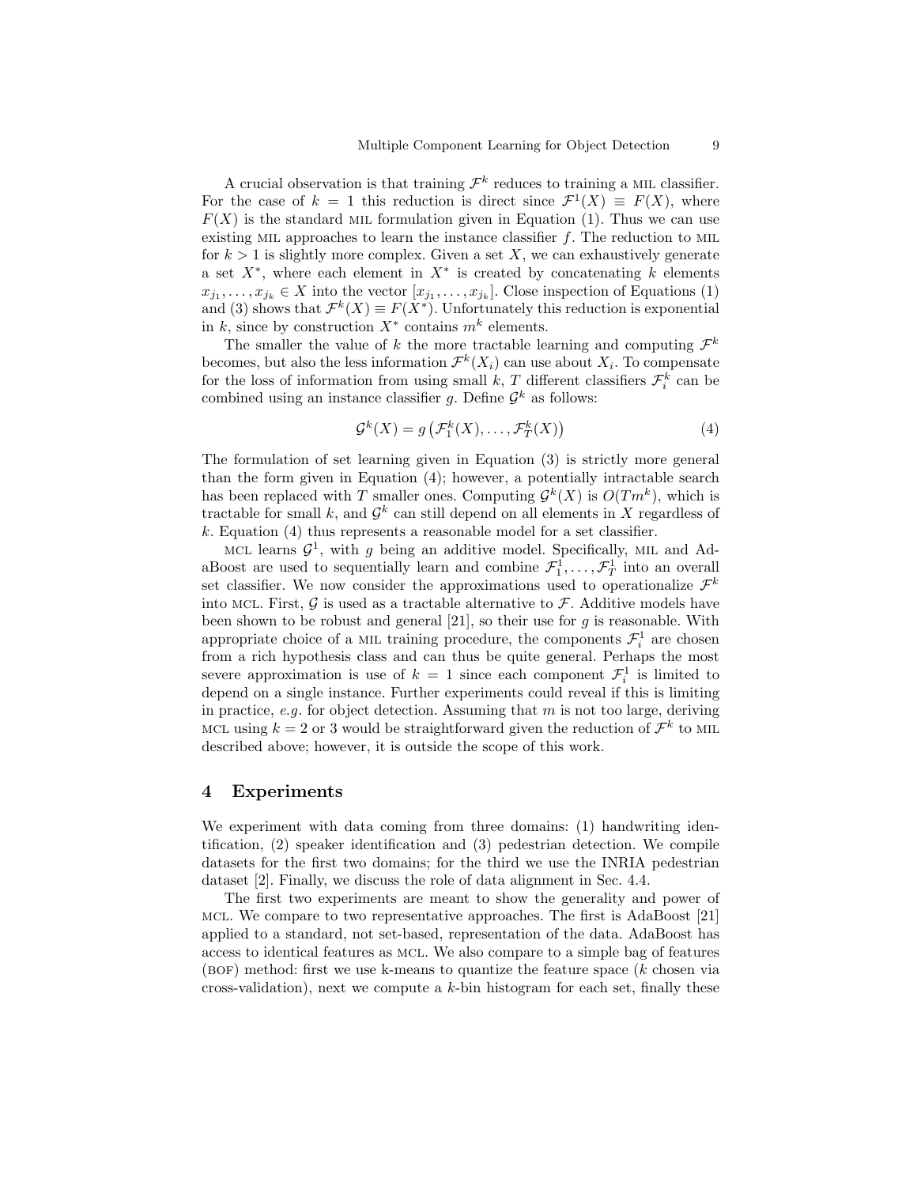A crucial observation is that training $\mathcal{F}^k$ reduces to training a MIL classifier. For the case of $k = 1$ this reduction is direct since $\mathcal{F}^1(X) \equiv F(X)$, where $F(X)$ is the standard MIL formulation given in Equation (1). Thus we can use existing MIL approaches to learn the instance classifier $f$. The reduction to MIL for $k > 1$ is slightly more complex. Given a set $X$, we can exhaustively generate a set $X^*$, where each element in $X^*$ is created by concatenating $k$ elements $x_{j_1}, \ldots, x_{j_k} \in X$ into the vector $[x_{j_1}, \ldots, x_{j_k}]$. Close inspection of Equations (1) and (3) shows that $\mathcal{F}^k(X) \equiv F(X^*)$. Unfortunately this reduction is exponential in $k$, since by construction $X^*$ contains $m^k$ elements.

The smaller the value of $k$ the more tractable learning and computing $\mathcal{F}^k$ becomes, but also the less information $\mathcal{F}^k(X_i)$ can use about $X_i$. To compensate for the loss of information from using small $k$, $T$ different classifiers $\mathcal{F}_i^k$ can be combined using an instance classifier $g$. Define $\mathcal{G}^k$ as follows:

$$\mathcal{G}^k(X) = g\left(\mathcal{F}_1^k(X), \ldots, \mathcal{F}_T^k(X)\right) \tag{4}$$

The formulation of set learning given in Equation (3) is strictly more general than the form given in Equation (4); however, a potentially intractable search has been replaced with $T$ smaller ones. Computing $\mathcal{G}^k(X)$ is $O(Tm^k)$, which is tractable for small $k$, and $\mathcal{G}^k$ can still depend on all elements in $X$ regardless of $k$. Equation (4) thus represents a reasonable model for a set classifier.

MCL learns $\mathcal{G}^1$, with $g$ being an additive model. Specifically, MIL and AdaBoost are used to sequentially learn and combine $\mathcal{F}_1^1, \ldots, \mathcal{F}_T^1$ into an overall set classifier. We now consider the approximations used to operationalize $\mathcal{F}^k$ into MCL. First, $\mathcal{G}$ is used as a tractable alternative to $\mathcal{F}$. Additive models have been shown to be robust and general [21], so their use for $g$ is reasonable. With appropriate choice of a MIL training procedure, the components $\mathcal{F}_i^1$ are chosen from a rich hypothesis class and can thus be quite general. Perhaps the most severe approximation is use of $k = 1$ since each component $\mathcal{F}_i^1$ is limited to depend on a single instance. Further experiments could reveal if this is limiting in practice, *e.g.* for object detection. Assuming that $m$ is not too large, deriving MCL using $k = 2$ or 3 would be straightforward given the reduction of $\mathcal{F}^k$ to MIL described above; however, it is outside the scope of this work.

## 4 Experiments

We experiment with data coming from three domains: (1) handwriting identification, (2) speaker identification and (3) pedestrian detection. We compile datasets for the first two domains; for the third we use the INRIA pedestrian dataset [2]. Finally, we discuss the role of data alignment in Sec. 4.4.

The first two experiments are meant to show the generality and power of MCL. We compare to two representative approaches. The first is AdaBoost [21] applied to a standard, not set-based, representation of the data. AdaBoost has access to identical features as MCL. We also compare to a simple bag of features (BOF) method: first we use k-means to quantize the feature space ($k$ chosen via cross-validation), next we compute a $k$-bin histogram for each set, finally these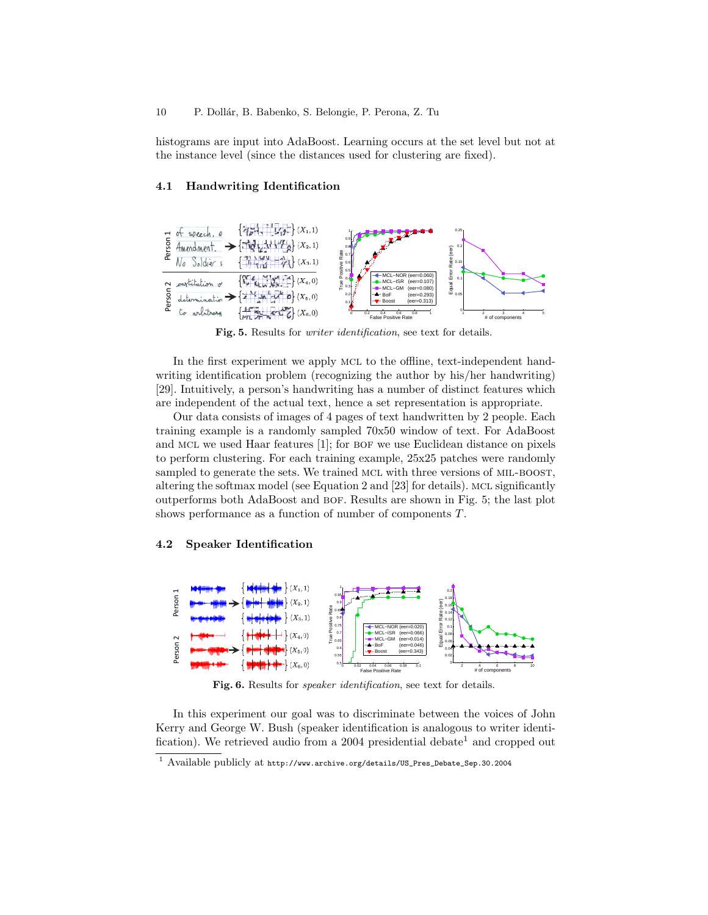histograms are input into AdaBoost. Learning occurs at the set level but not at the instance level (since the distances used for clustering are fixed).

### 4.1 Handwriting Identification

**Fig. 5.** Results for *writer identification*, see text for details.

In the first experiment we apply MCL to the offline, text-independent handwriting identification problem (recognizing the author by his/her handwriting) [29]. Intuitively, a person's handwriting has a number of distinct features which are independent of the actual text, hence a set representation is appropriate.

Our data consists of images of 4 pages of text handwritten by 2 people. Each training example is a randomly sampled 70x50 window of text. For AdaBoost and MCL we used Haar features [1]; for BOF we use Euclidean distance on pixels to perform clustering. For each training example, 25x25 patches were randomly sampled to generate the sets. We trained MCL with three versions of MIL-BOOST, altering the softmax model (see Equation 2 and [23] for details). MCL significantly outperforms both AdaBoost and BOF. Results are shown in Fig. 5; the last plot shows performance as a function of number of components $T$.

### 4.2 Speaker Identification

**Fig. 6.** Results for *speaker identification*, see text for details.

In this experiment our goal was to discriminate between the voices of John Kerry and George W. Bush (speaker identification is analogous to writer identification). We retrieved audio from a 2004 presidential debate[1] and cropped out

[1] Available publicly at http://www.archive.org/details/US_Pres_Debate_Sep.30.2004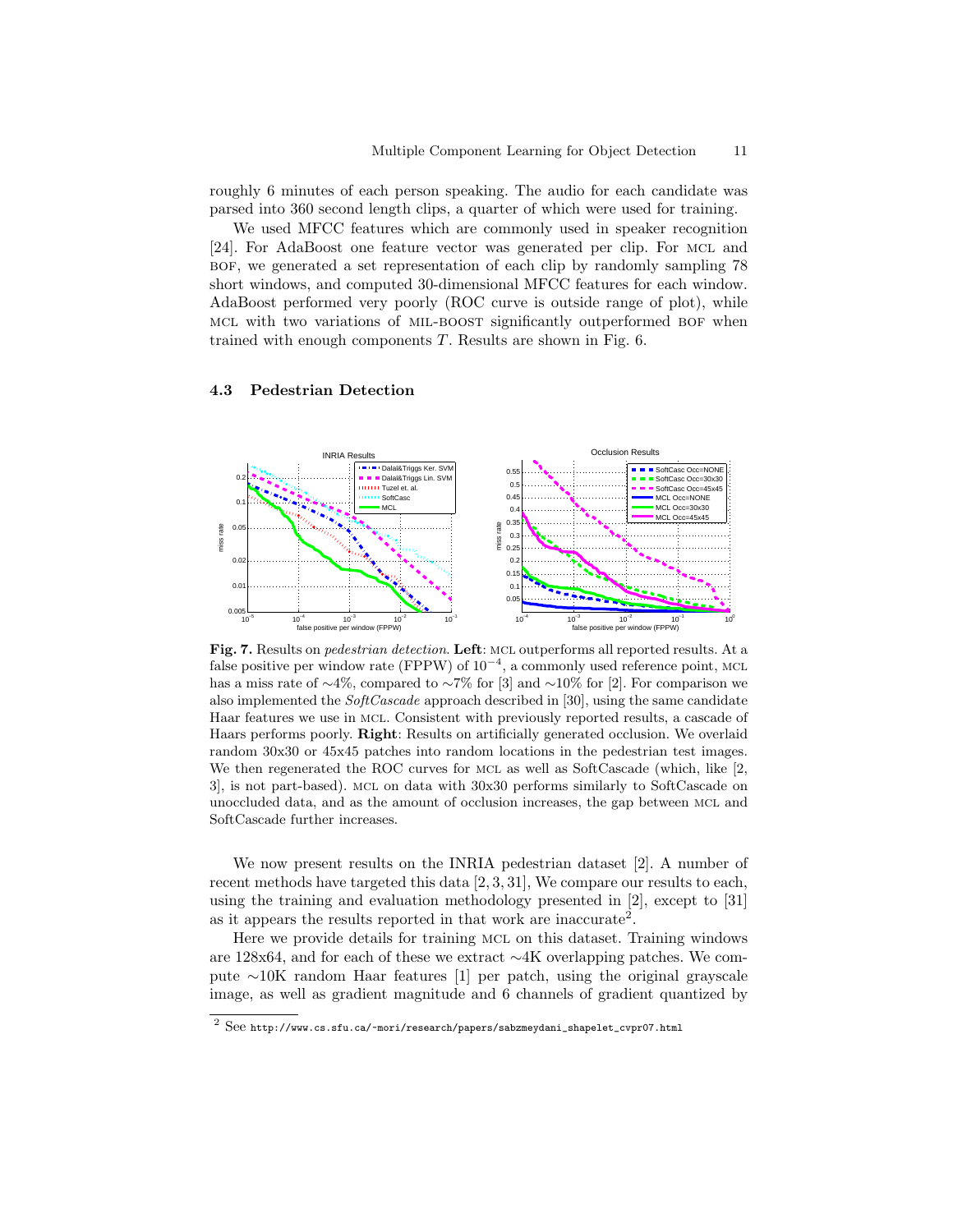roughly 6 minutes of each person speaking. The audio for each candidate was parsed into 360 second length clips, a quarter of which were used for training.

We used MFCC features which are commonly used in speaker recognition [24]. For AdaBoost one feature vector was generated per clip. For MCL and BOF, we generated a set representation of each clip by randomly sampling 78 short windows, and computed 30-dimensional MFCC features for each window. AdaBoost performed very poorly (ROC curve is outside range of plot), while MCL with two variations of MIL-BOOST significantly outperformed BOF when trained with enough components $T$. Results are shown in Fig. 6.

### 4.3 Pedestrian Detection

**Fig. 7.** Results on *pedestrian detection*. **Left**: MCL outperforms all reported results. At a false positive per window rate (FPPW) of $10^{-4}$, a commonly used reference point, MCL has a miss rate of ∼4%, compared to ∼7% for [3] and ∼10% for [2]. For comparison we also implemented the *SoftCascade* approach described in [30], using the same candidate Haar features we use in MCL. Consistent with previously reported results, a cascade of Haars performs poorly. **Right**: Results on artificially generated occlusion. We overlaid random 30x30 or 45x45 patches into random locations in the pedestrian test images. We then regenerated the ROC curves for MCL as well as SoftCascade (which, like [2, 3], is not part-based). MCL on data with 30x30 performs similarly to SoftCascade on unoccluded data, and as the amount of occlusion increases, the gap between MCL and SoftCascade further increases.

We now present results on the INRIA pedestrian dataset [2]. A number of recent methods have targeted this data [2, 3, 31], We compare our results to each, using the training and evaluation methodology presented in [2], except to [31] as it appears the results reported in that work are inaccurate[2].

Here we provide details for training MCL on this dataset. Training windows are 128x64, and for each of these we extract ∼4K overlapping patches. We compute ∼10K random Haar features [1] per patch, using the original grayscale image, as well as gradient magnitude and 6 channels of gradient quantized by

[2] See http://www.cs.sfu.ca/~mori/research/papers/sabzmeydani_shapelet_cvpr07.html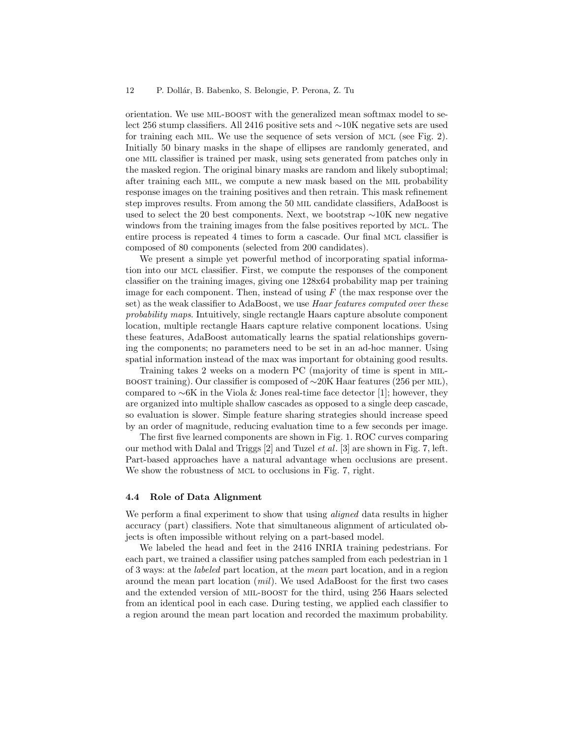orientation. We use MIL-BOOST with the generalized mean softmax model to select 256 stump classifiers. All 2416 positive sets and ∼10K negative sets are used for training each MIL. We use the sequence of sets version of MCL (see Fig. 2). Initially 50 binary masks in the shape of ellipses are randomly generated, and one MIL classifier is trained per mask, using sets generated from patches only in the masked region. The original binary masks are random and likely suboptimal; after training each MIL, we compute a new mask based on the MIL probability response images on the training positives and then retrain. This mask refinement step improves results. From among the 50 MIL candidate classifiers, AdaBoost is used to select the 20 best components. Next, we bootstrap ∼10K new negative windows from the training images from the false positives reported by MCL. The entire process is repeated 4 times to form a cascade. Our final MCL classifier is composed of 80 components (selected from 200 candidates).

We present a simple yet powerful method of incorporating spatial information into our MCL classifier. First, we compute the responses of the component classifier on the training images, giving one 128x64 probability map per training image for each component. Then, instead of using $F$ (the max response over the set) as the weak classifier to AdaBoost, we use *Haar features computed over these probability maps*. Intuitively, single rectangle Haars capture absolute component location, multiple rectangle Haars capture relative component locations. Using these features, AdaBoost automatically learns the spatial relationships governing the components; no parameters need to be set in an ad-hoc manner. Using spatial information instead of the max was important for obtaining good results.

Training takes 2 weeks on a modern PC (majority of time is spent in MIL-BOOST training). Our classifier is composed of ∼20K Haar features (256 per MIL), compared to ∼6K in the Viola & Jones real-time face detector [1]; however, they are organized into multiple shallow cascades as opposed to a single deep cascade, so evaluation is slower. Simple feature sharing strategies should increase speed by an order of magnitude, reducing evaluation time to a few seconds per image.

The first five learned components are shown in Fig. 1. ROC curves comparing our method with Dalal and Triggs [2] and Tuzel *et al*. [3] are shown in Fig. 7, left. Part-based approaches have a natural advantage when occlusions are present. We show the robustness of MCL to occlusions in Fig. 7, right.

### 4.4 Role of Data Alignment

We perform a final experiment to show that using *aligned* data results in higher accuracy (part) classifiers. Note that simultaneous alignment of articulated objects is often impossible without relying on a part-based model.

We labeled the head and feet in the 2416 INRIA training pedestrians. For each part, we trained a classifier using patches sampled from each pedestrian in 1 of 3 ways: at the *labeled* part location, at the *mean* part location, and in a region around the mean part location (*mil*). We used AdaBoost for the first two cases and the extended version of MIL-BOOST for the third, using 256 Haars selected from an identical pool in each case. During testing, we applied each classifier to a region around the mean part location and recorded the maximum probability.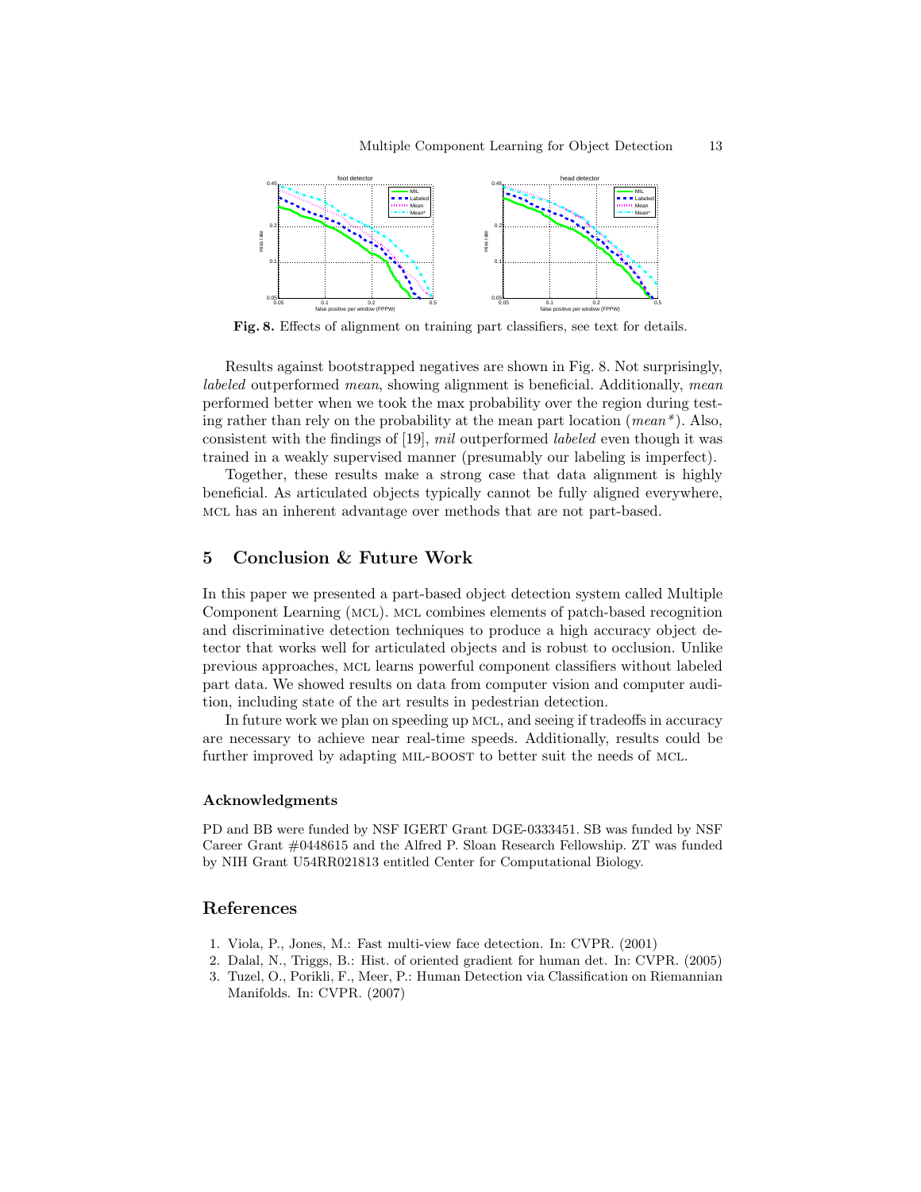Fig. 8. Effects of alignment on training part classifiers, see text for details.

Results against bootstrapped negatives are shown in Fig. 8. Not surprisingly, *labeled* outperformed *mean*, showing alignment is beneficial. Additionally, *mean* performed better when we took the max probability over the region during testing rather than rely on the probability at the mean part location (*mean\**). Also, consistent with the findings of [19], *mil* outperformed *labeled* even though it was trained in a weakly supervised manner (presumably our labeling is imperfect).

Together, these results make a strong case that data alignment is highly beneficial. As articulated objects typically cannot be fully aligned everywhere, MCL has an inherent advantage over methods that are not part-based.

## 5 Conclusion & Future Work

In this paper we presented a part-based object detection system called Multiple Component Learning (MCL). MCL combines elements of patch-based recognition and discriminative detection techniques to produce a high accuracy object detector that works well for articulated objects and is robust to occlusion. Unlike previous approaches, MCL learns powerful component classifiers without labeled part data. We showed results on data from computer vision and computer audition, including state of the art results in pedestrian detection.

In future work we plan on speeding up MCL, and seeing if tradeoffs in accuracy are necessary to achieve near real-time speeds. Additionally, results could be further improved by adapting MIL-BOOST to better suit the needs of MCL.

### Acknowledgments

PD and BB were funded by NSF IGERT Grant DGE-0333451. SB was funded by NSF Career Grant #0448615 and the Alfred P. Sloan Research Fellowship. ZT was funded by NIH Grant U54RR021813 entitled Center for Computational Biology.

## References

1. Viola, P., Jones, M.: Fast multi-view face detection. In: CVPR. (2001)
2. Dalal, N., Triggs, B.: Hist. of oriented gradient for human det. In: CVPR. (2005)
3. Tuzel, O., Porikli, F., Meer, P.: Human Detection via Classification on Riemannian Manifolds. In: CVPR. (2007)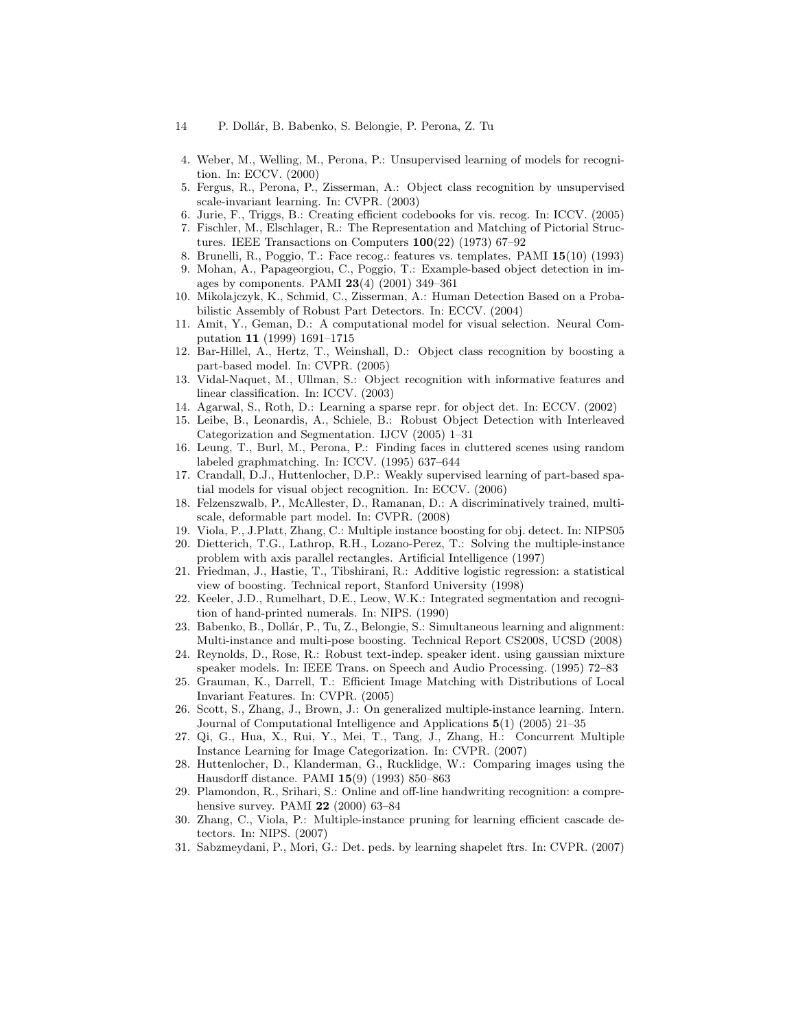4. Weber, M., Welling, M., Perona, P.: Unsupervised learning of models for recognition. In: ECCV. (2000)
5. Fergus, R., Perona, P., Zisserman, A.: Object class recognition by unsupervised scale-invariant learning. In: CVPR. (2003)
6. Jurie, F., Triggs, B.: Creating efficient codebooks for vis. recog. In: ICCV. (2005)
7. Fischler, M., Elschlager, R.: The Representation and Matching of Pictorial Structures. IEEE Transactions on Computers **100**(22) (1973) 67–92
8. Brunelli, R., Poggio, T.: Face recog.: features vs. templates. PAMI **15**(10) (1993)
9. Mohan, A., Papageorgiou, C., Poggio, T.: Example-based object detection in images by components. PAMI **23**(4) (2001) 349–361
10. Mikolajczyk, K., Schmid, C., Zisserman, A.: Human Detection Based on a Probabilistic Assembly of Robust Part Detectors. In: ECCV. (2004)
11. Amit, Y., Geman, D.: A computational model for visual selection. Neural Computation **11** (1999) 1691–1715
12. Bar-Hillel, A., Hertz, T., Weinshall, D.: Object class recognition by boosting a part-based model. In: CVPR. (2005)
13. Vidal-Naquet, M., Ullman, S.: Object recognition with informative features and linear classification. In: ICCV. (2003)
14. Agarwal, S., Roth, D.: Learning a sparse repr. for object det. In: ECCV. (2002)
15. Leibe, B., Leonardis, A., Schiele, B.: Robust Object Detection with Interleaved Categorization and Segmentation. IJCV (2005) 1–31
16. Leung, T., Burl, M., Perona, P.: Finding faces in cluttered scenes using random labeled graphmatching. In: ICCV. (1995) 637–644
17. Crandall, D.J., Huttenlocher, D.P.: Weakly supervised learning of part-based spatial models for visual object recognition. In: ECCV. (2006)
18. Felzenszwalb, P., McAllester, D., Ramanan, D.: A discriminatively trained, multiscale, deformable part model. In: CVPR. (2008)
19. Viola, P., J.Platt, Zhang, C.: Multiple instance boosting for obj. detect. In: NIPS05
20. Dietterich, T.G., Lathrop, R.H., Lozano-Perez, T.: Solving the multiple-instance problem with axis parallel rectangles. Artificial Intelligence (1997)
21. Friedman, J., Hastie, T., Tibshirani, R.: Additive logistic regression: a statistical view of boosting. Technical report, Stanford University (1998)
22. Keeler, J.D., Rumelhart, D.E., Leow, W.K.: Integrated segmentation and recognition of hand-printed numerals. In: NIPS. (1990)
23. Babenko, B., Dollár, P., Tu, Z., Belongie, S.: Simultaneous learning and alignment: Multi-instance and multi-pose boosting. Technical Report CS2008, UCSD (2008)
24. Reynolds, D., Rose, R.: Robust text-indep. speaker ident. using gaussian mixture speaker models. In: IEEE Trans. on Speech and Audio Processing. (1995) 72–83
25. Grauman, K., Darrell, T.: Efficient Image Matching with Distributions of Local Invariant Features. In: CVPR. (2005)
26. Scott, S., Zhang, J., Brown, J.: On generalized multiple-instance learning. Intern. Journal of Computational Intelligence and Applications **5**(1) (2005) 21–35
27. Qi, G., Hua, X., Rui, Y., Mei, T., Tang, J., Zhang, H.: Concurrent Multiple Instance Learning for Image Categorization. In: CVPR. (2007)
28. Huttenlocher, D., Klanderman, G., Rucklidge, W.: Comparing images using the Hausdorff distance. PAMI **15**(9) (1993) 850–863
29. Plamondon, R., Srihari, S.: Online and off-line handwriting recognition: a comprehensive survey. PAMI **22** (2000) 63–84
30. Zhang, C., Viola, P.: Multiple-instance pruning for learning efficient cascade detectors. In: NIPS. (2007)
31. Sabzmeydani, P., Mori, G.: Det. peds. by learning shapelet ftrs. In: CVPR. (2007)